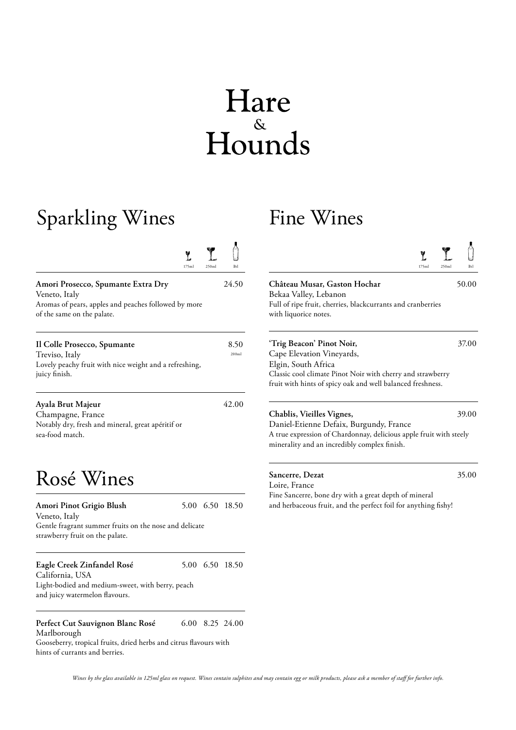# Hare & Hounds

## Sparkling Wines

| | 175ml | 250ml | Btl |
|---|---|---|---|
| **Amori Prosecco, Spumante Extra Dry**<br>Veneto, Italy<br>Aromas of pears, apples and peaches followed by more of the same on the palate. | | | 24.50 |
| **Il Colle Prosecco, Spumante**<br>Treviso, Italy<br>Lovely peachy fruit with nice weight and a refreshing, juicy finish. | | | 8.50 200ml |
| **Ayala Brut Majeur**<br>Champagne, France<br>Notably dry, fresh and mineral, great apéritif or sea-food match. | | | 42.00 |

## Rosé Wines

| | 175ml | 250ml | Btl |
|---|---|---|---|
| **Amori Pinot Grigio Blush**<br>Veneto, Italy<br>Gentle fragrant summer fruits on the nose and delicate strawberry fruit on the palate. | 5.00 | 6.50 | 18.50 |
| **Eagle Creek Zinfandel Rosé**<br>California, USA<br>Light-bodied and medium-sweet, with berry, peach and juicy watermelon flavours. | 5.00 | 6.50 | 18.50 |
| **Perfect Cut Sauvignon Blanc Rosé**<br>Marlborough<br>Gooseberry, tropical fruits, dried herbs and citrus flavours with hints of currants and berries. | 6.00 | 8.25 | 24.00 |

## Fine Wines

| | 175ml | 250ml | Btl |
|---|---|---|---|
| **Château Musar, Gaston Hochar**<br>Bekaa Valley, Lebanon<br>Full of ripe fruit, cherries, blackcurrants and cranberries with liquorice notes. | | | 50.00 |
| **'Trig Beacon' Pinot Noir,**<br>Cape Elevation Vineyards,<br>Elgin, South Africa<br>Classic cool climate Pinot Noir with cherry and strawberry fruit with hints of spicy oak and well balanced freshness. | | | 37.00 |
| **Chablis, Vieilles Vignes,**<br>Daniel-Etienne Defaix, Burgundy, France<br>A true expression of Chardonnay, delicious apple fruit with steely minerality and an incredibly complex finish. | | | 39.00 |
| **Sancerre, Dezat**<br>Loire, France<br>Fine Sancerre, bone dry with a great depth of mineral and herbaceous fruit, and the perfect foil for anything fishy! | | | 35.00 |

*Wines by the glass available in 125ml glass on request. Wines contain sulphites and may contain egg or milk products, please ask a member of staff for further info.*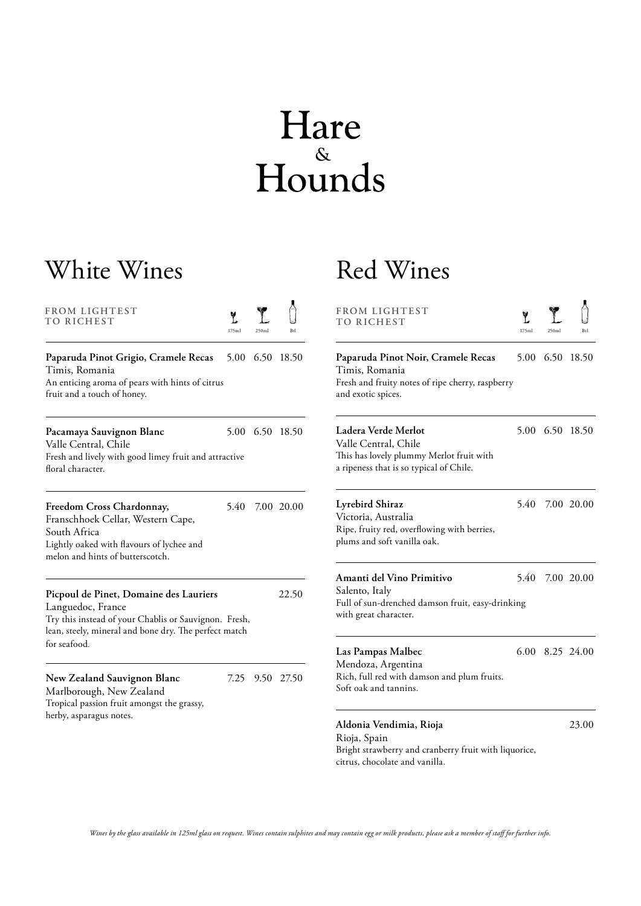# Hare & Hounds

## White Wines

| FROM LIGHTEST TO RICHEST | 175ml | 250ml | Btl |
|---|---|---|---|
| **Paparuda Pinot Grigio, Cramele Recas**<br>Timis, Romania<br>An enticing aroma of pears with hints of citrus fruit and a touch of honey. | 5.00 | 6.50 | 18.50 |
| **Pacamaya Sauvignon Blanc**<br>Valle Central, Chile<br>Fresh and lively with good limey fruit and attractive floral character. | 5.00 | 6.50 | 18.50 |
| **Freedom Cross Chardonnay,**<br>Franschhoek Cellar, Western Cape, South Africa<br>Lightly oaked with flavours of lychee and melon and hints of butterscotch. | 5.40 | 7.00 | 20.00 |
| **Picpoul de Pinet, Domaine des Lauriers**<br>Languedoc, France<br>Try this instead of your Chablis or Sauvignon. Fresh, lean, steely, mineral and bone dry. The perfect match for seafood. | | | 22.50 |
| **New Zealand Sauvignon Blanc**<br>Marlborough, New Zealand<br>Tropical passion fruit amongst the grassy, herby, asparagus notes. | 7.25 | 9.50 | 27.50 |

## Red Wines

| FROM LIGHTEST TO RICHEST | 175ml | 250ml | Btl |
|---|---|---|---|
| **Paparuda Pinot Noir, Cramele Recas**<br>Timis, Romania<br>Fresh and fruity notes of ripe cherry, raspberry and exotic spices. | 5.00 | 6.50 | 18.50 |
| **Ladera Verde Merlot**<br>Valle Central, Chile<br>This has lovely plummy Merlot fruit with a ripeness that is so typical of Chile. | 5.00 | 6.50 | 18.50 |
| **Lyrebird Shiraz**<br>Victoria, Australia<br>Ripe, fruity red, overflowing with berries, plums and soft vanilla oak. | 5.40 | 7.00 | 20.00 |
| **Amanti del Vino Primitivo**<br>Salento, Italy<br>Full of sun-drenched damson fruit, easy-drinking with great character. | 5.40 | 7.00 | 20.00 |
| **Las Pampas Malbec**<br>Mendoza, Argentina<br>Rich, full red with damson and plum fruits. Soft oak and tannins. | 6.00 | 8.25 | 24.00 |
| **Aldonia Vendimia, Rioja**<br>Rioja, Spain<br>Bright strawberry and cranberry fruit with liquorice, citrus, chocolate and vanilla. | | | 23.00 |

*Wines by the glass available in 125ml glass on request. Wines contain sulphites and may contain egg or milk products, please ask a member of staff for further info.*